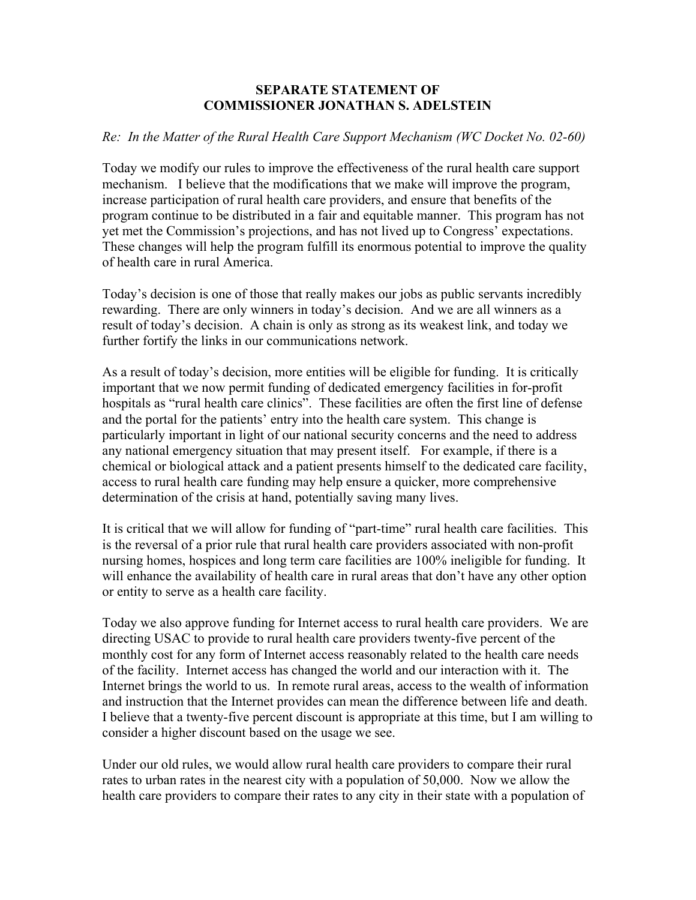**SEPARATE STATEMENT OF**
**COMMISSIONER JONATHAN S. ADELSTEIN**

*Re: In the Matter of the Rural Health Care Support Mechanism (WC Docket No. 02-60)*

Today we modify our rules to improve the effectiveness of the rural health care support mechanism. I believe that the modifications that we make will improve the program, increase participation of rural health care providers, and ensure that benefits of the program continue to be distributed in a fair and equitable manner. This program has not yet met the Commission's projections, and has not lived up to Congress' expectations. These changes will help the program fulfill its enormous potential to improve the quality of health care in rural America.

Today's decision is one of those that really makes our jobs as public servants incredibly rewarding. There are only winners in today's decision. And we are all winners as a result of today's decision. A chain is only as strong as its weakest link, and today we further fortify the links in our communications network.

As a result of today's decision, more entities will be eligible for funding. It is critically important that we now permit funding of dedicated emergency facilities in for-profit hospitals as "rural health care clinics". These facilities are often the first line of defense and the portal for the patients' entry into the health care system. This change is particularly important in light of our national security concerns and the need to address any national emergency situation that may present itself. For example, if there is a chemical or biological attack and a patient presents himself to the dedicated care facility, access to rural health care funding may help ensure a quicker, more comprehensive determination of the crisis at hand, potentially saving many lives.

It is critical that we will allow for funding of "part-time" rural health care facilities. This is the reversal of a prior rule that rural health care providers associated with non-profit nursing homes, hospices and long term care facilities are 100% ineligible for funding. It will enhance the availability of health care in rural areas that don't have any other option or entity to serve as a health care facility.

Today we also approve funding for Internet access to rural health care providers. We are directing USAC to provide to rural health care providers twenty-five percent of the monthly cost for any form of Internet access reasonably related to the health care needs of the facility. Internet access has changed the world and our interaction with it. The Internet brings the world to us. In remote rural areas, access to the wealth of information and instruction that the Internet provides can mean the difference between life and death. I believe that a twenty-five percent discount is appropriate at this time, but I am willing to consider a higher discount based on the usage we see.

Under our old rules, we would allow rural health care providers to compare their rural rates to urban rates in the nearest city with a population of 50,000. Now we allow the health care providers to compare their rates to any city in their state with a population of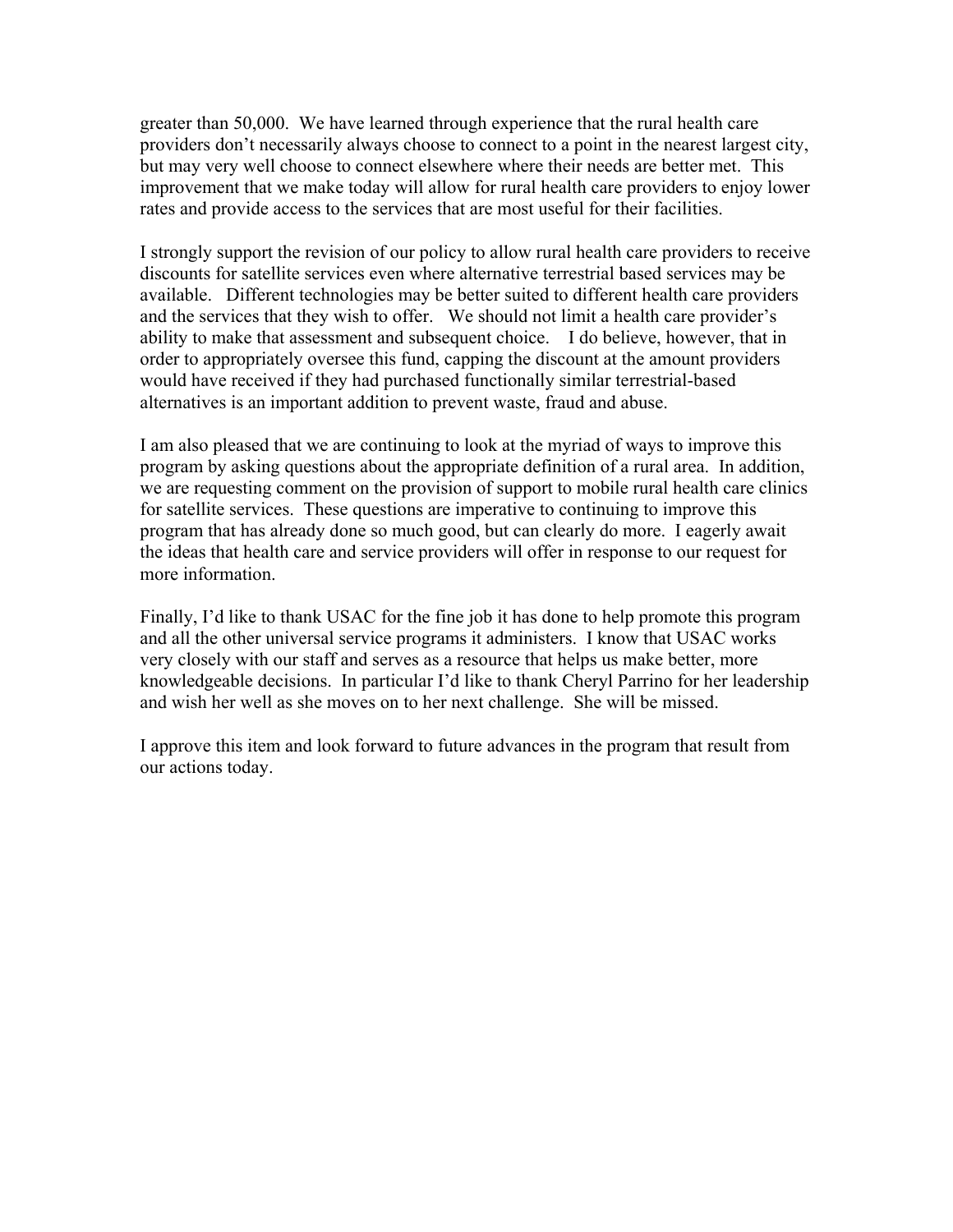greater than 50,000. We have learned through experience that the rural health care providers don't necessarily always choose to connect to a point in the nearest largest city, but may very well choose to connect elsewhere where their needs are better met. This improvement that we make today will allow for rural health care providers to enjoy lower rates and provide access to the services that are most useful for their facilities.

I strongly support the revision of our policy to allow rural health care providers to receive discounts for satellite services even where alternative terrestrial based services may be available. Different technologies may be better suited to different health care providers and the services that they wish to offer. We should not limit a health care provider's ability to make that assessment and subsequent choice. I do believe, however, that in order to appropriately oversee this fund, capping the discount at the amount providers would have received if they had purchased functionally similar terrestrial-based alternatives is an important addition to prevent waste, fraud and abuse.

I am also pleased that we are continuing to look at the myriad of ways to improve this program by asking questions about the appropriate definition of a rural area. In addition, we are requesting comment on the provision of support to mobile rural health care clinics for satellite services. These questions are imperative to continuing to improve this program that has already done so much good, but can clearly do more. I eagerly await the ideas that health care and service providers will offer in response to our request for more information.

Finally, I'd like to thank USAC for the fine job it has done to help promote this program and all the other universal service programs it administers. I know that USAC works very closely with our staff and serves as a resource that helps us make better, more knowledgeable decisions. In particular I'd like to thank Cheryl Parrino for her leadership and wish her well as she moves on to her next challenge. She will be missed.

I approve this item and look forward to future advances in the program that result from our actions today.